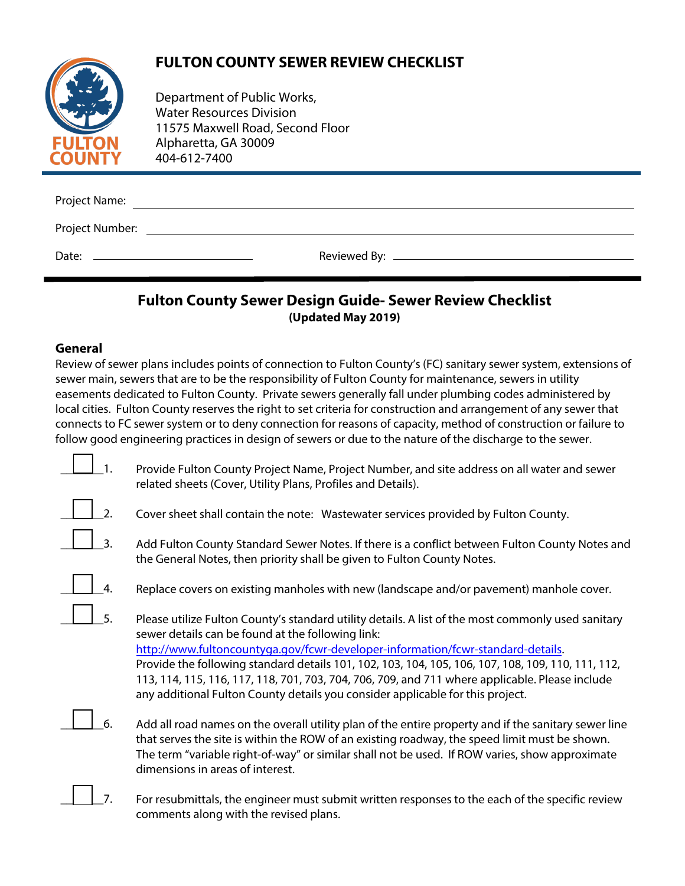# FULTON COUNTY SEWER REVIEW CHECKLIST

Department of Public Works,
Water Resources Division
11575 Maxwell Road, Second Floor
Alpharetta, GA 30009
404-612-7400

Project Name: ______________________________

Project Number: ______________________________

Date: ______________ Reviewed By: ______________________________

## Fulton County Sewer Design Guide- Sewer Review Checklist

**(Updated May 2019)**

### General

Review of sewer plans includes points of connection to Fulton County's (FC) sanitary sewer system, extensions of sewer main, sewers that are to be the responsibility of Fulton County for maintenance, sewers in utility easements dedicated to Fulton County. Private sewers generally fall under plumbing codes administered by local cities. Fulton County reserves the right to set criteria for construction and arrangement of any sewer that connects to FC sewer system or to deny connection for reasons of capacity, method of construction or failure to follow good engineering practices in design of sewers or due to the nature of the discharge to the sewer.

☐ 1. Provide Fulton County Project Name, Project Number, and site address on all water and sewer related sheets (Cover, Utility Plans, Profiles and Details).

☐ 2. Cover sheet shall contain the note: Wastewater services provided by Fulton County.

☐ 3. Add Fulton County Standard Sewer Notes. If there is a conflict between Fulton County Notes and the General Notes, then priority shall be given to Fulton County Notes.

☐ 4. Replace covers on existing manholes with new (landscape and/or pavement) manhole cover.

☐ 5. Please utilize Fulton County's standard utility details. A list of the most commonly used sanitary sewer details can be found at the following link: http://www.fultoncountyga.gov/fcwr-developer-information/fcwr-standard-details. Provide the following standard details 101, 102, 103, 104, 105, 106, 107, 108, 109, 110, 111, 112, 113, 114, 115, 116, 117, 118, 701, 703, 704, 706, 709, and 711 where applicable. Please include any additional Fulton County details you consider applicable for this project.

☐ 6. Add all road names on the overall utility plan of the entire property and if the sanitary sewer line that serves the site is within the ROW of an existing roadway, the speed limit must be shown. The term "variable right-of-way" or similar shall not be used. If ROW varies, show approximate dimensions in areas of interest.

☐ 7. For resubmittals, the engineer must submit written responses to the each of the specific review comments along with the revised plans.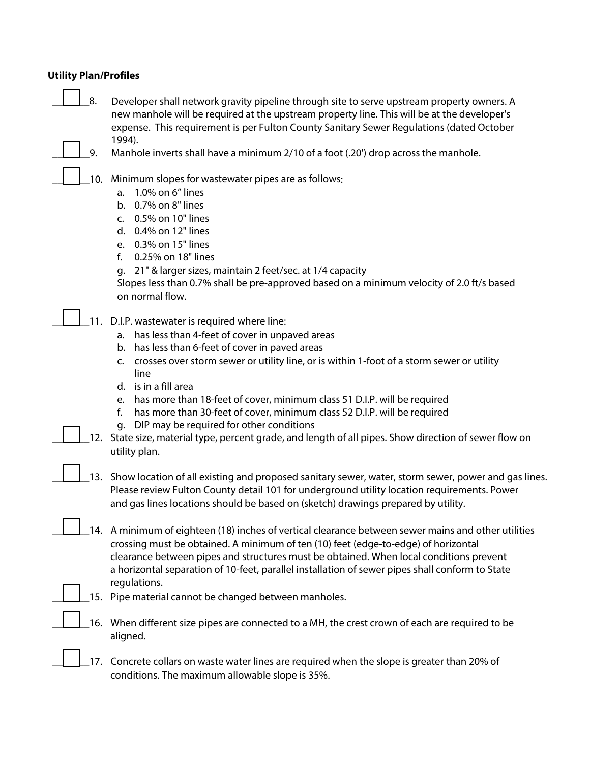**Utility Plan/Profiles**

☐ 8. Developer shall network gravity pipeline through site to serve upstream property owners. A new manhole will be required at the upstream property line. This will be at the developer's expense. This requirement is per Fulton County Sanitary Sewer Regulations (dated October 1994).

☐ 9. Manhole inverts shall have a minimum 2/10 of a foot (.20') drop across the manhole.

☐ 10. Minimum slopes for wastewater pipes are as follows:

   a. 1.0% on 6" lines
   b. 0.7% on 8" lines
   c. 0.5% on 10" lines
   d. 0.4% on 12" lines
   e. 0.3% on 15" lines
   f. 0.25% on 18" lines
   g. 21" & larger sizes, maintain 2 feet/sec. at 1/4 capacity

   Slopes less than 0.7% shall be pre-approved based on a minimum velocity of 2.0 ft/s based on normal flow.

☐ 11. D.I.P. wastewater is required where line:

   a. has less than 4-feet of cover in unpaved areas
   b. has less than 6-feet of cover in paved areas
   c. crosses over storm sewer or utility line, or is within 1-foot of a storm sewer or utility line
   d. is in a fill area
   e. has more than 18-feet of cover, minimum class 51 D.I.P. will be required
   f. has more than 30-feet of cover, minimum class 52 D.I.P. will be required
   g. DIP may be required for other conditions

☐ 12. State size, material type, percent grade, and length of all pipes. Show direction of sewer flow on utility plan.

☐ 13. Show location of all existing and proposed sanitary sewer, water, storm sewer, power and gas lines. Please review Fulton County detail 101 for underground utility location requirements. Power and gas lines locations should be based on (sketch) drawings prepared by utility.

☐ 14. A minimum of eighteen (18) inches of vertical clearance between sewer mains and other utilities crossing must be obtained. A minimum of ten (10) feet (edge-to-edge) of horizontal clearance between pipes and structures must be obtained. When local conditions prevent a horizontal separation of 10-feet, parallel installation of sewer pipes shall conform to State regulations.

☐ 15. Pipe material cannot be changed between manholes.

☐ 16. When different size pipes are connected to a MH, the crest crown of each are required to be aligned.

☐ 17. Concrete collars on waste water lines are required when the slope is greater than 20% of conditions. The maximum allowable slope is 35%.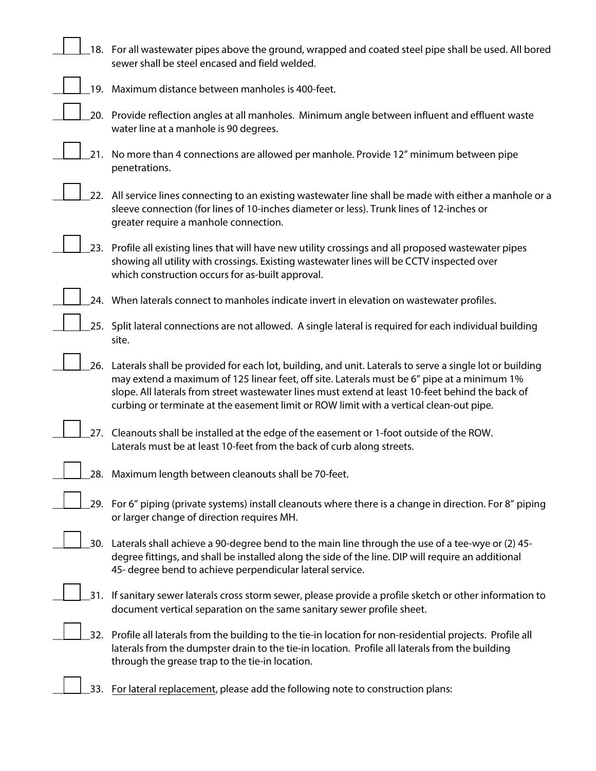☐ 18. For all wastewater pipes above the ground, wrapped and coated steel pipe shall be used. All bored sewer shall be steel encased and field welded.

☐ 19. Maximum distance between manholes is 400-feet.

☐ 20. Provide reflection angles at all manholes. Minimum angle between influent and effluent waste water line at a manhole is 90 degrees.

☐ 21. No more than 4 connections are allowed per manhole. Provide 12" minimum between pipe penetrations.

☐ 22. All service lines connecting to an existing wastewater line shall be made with either a manhole or a sleeve connection (for lines of 10-inches diameter or less). Trunk lines of 12-inches or greater require a manhole connection.

☐ 23. Profile all existing lines that will have new utility crossings and all proposed wastewater pipes showing all utility with crossings. Existing wastewater lines will be CCTV inspected over which construction occurs for as-built approval.

☐ 24. When laterals connect to manholes indicate invert in elevation on wastewater profiles.

☐ 25. Split lateral connections are not allowed. A single lateral is required for each individual building site.

☐ 26. Laterals shall be provided for each lot, building, and unit. Laterals to serve a single lot or building may extend a maximum of 125 linear feet, off site. Laterals must be 6" pipe at a minimum 1% slope. All laterals from street wastewater lines must extend at least 10-feet behind the back of curbing or terminate at the easement limit or ROW limit with a vertical clean-out pipe.

☐ 27. Cleanouts shall be installed at the edge of the easement or 1-foot outside of the ROW. Laterals must be at least 10-feet from the back of curb along streets.

☐ 28. Maximum length between cleanouts shall be 70-feet.

☐ 29. For 6" piping (private systems) install cleanouts where there is a change in direction. For 8" piping or larger change of direction requires MH.

☐ 30. Laterals shall achieve a 90-degree bend to the main line through the use of a tee-wye or (2) 45-degree fittings, and shall be installed along the side of the line. DIP will require an additional 45- degree bend to achieve perpendicular lateral service.

☐ 31. If sanitary sewer laterals cross storm sewer, please provide a profile sketch or other information to document vertical separation on the same sanitary sewer profile sheet.

☐ 32. Profile all laterals from the building to the tie-in location for non-residential projects. Profile all laterals from the dumpster drain to the tie-in location. Profile all laterals from the building through the grease trap to the tie-in location.

☐ 33. <u>For lateral replacement</u>, please add the following note to construction plans: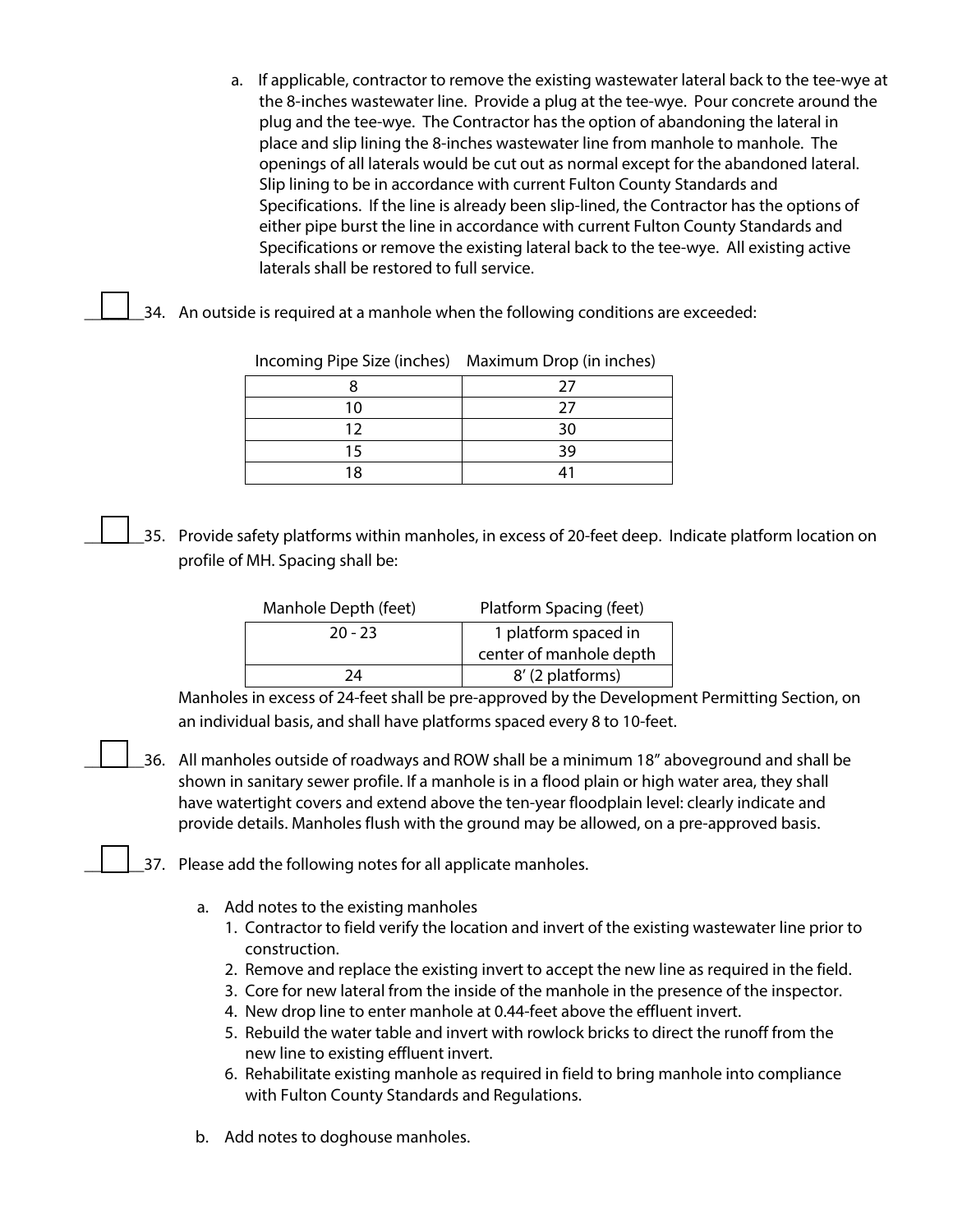a. If applicable, contractor to remove the existing wastewater lateral back to the tee-wye at the 8-inches wastewater line. Provide a plug at the tee-wye. Pour concrete around the plug and the tee-wye. The Contractor has the option of abandoning the lateral in place and slip lining the 8-inches wastewater line from manhole to manhole. The openings of all laterals would be cut out as normal except for the abandoned lateral. Slip lining to be in accordance with current Fulton County Standards and Specifications. If the line is already been slip-lined, the Contractor has the options of either pipe burst the line in accordance with current Fulton County Standards and Specifications or remove the existing lateral back to the tee-wye. All existing active laterals shall be restored to full service.

☐ 34. An outside is required at a manhole when the following conditions are exceeded:

| Incoming Pipe Size (inches) | Maximum Drop (in inches) |
|---|---|
| 8 | 27 |
| 10 | 27 |
| 12 | 30 |
| 15 | 39 |
| 18 | 41 |

☐ 35. Provide safety platforms within manholes, in excess of 20-feet deep. Indicate platform location on profile of MH. Spacing shall be:

| Manhole Depth (feet) | Platform Spacing (feet) |
|---|---|
| 20 - 23 | 1 platform spaced in center of manhole depth |
| 24 | 8' (2 platforms) |

Manholes in excess of 24-feet shall be pre-approved by the Development Permitting Section, on an individual basis, and shall have platforms spaced every 8 to 10-feet.

☐ 36. All manholes outside of roadways and ROW shall be a minimum 18" aboveground and shall be shown in sanitary sewer profile. If a manhole is in a flood plain or high water area, they shall have watertight covers and extend above the ten-year floodplain level: clearly indicate and provide details. Manholes flush with the ground may be allowed, on a pre-approved basis.

☐ 37. Please add the following notes for all applicate manholes.

a. Add notes to the existing manholes
   1. Contractor to field verify the location and invert of the existing wastewater line prior to construction.
   2. Remove and replace the existing invert to accept the new line as required in the field.
   3. Core for new lateral from the inside of the manhole in the presence of the inspector.
   4. New drop line to enter manhole at 0.44-feet above the effluent invert.
   5. Rebuild the water table and invert with rowlock bricks to direct the runoff from the new line to existing effluent invert.
   6. Rehabilitate existing manhole as required in field to bring manhole into compliance with Fulton County Standards and Regulations.

b. Add notes to doghouse manholes.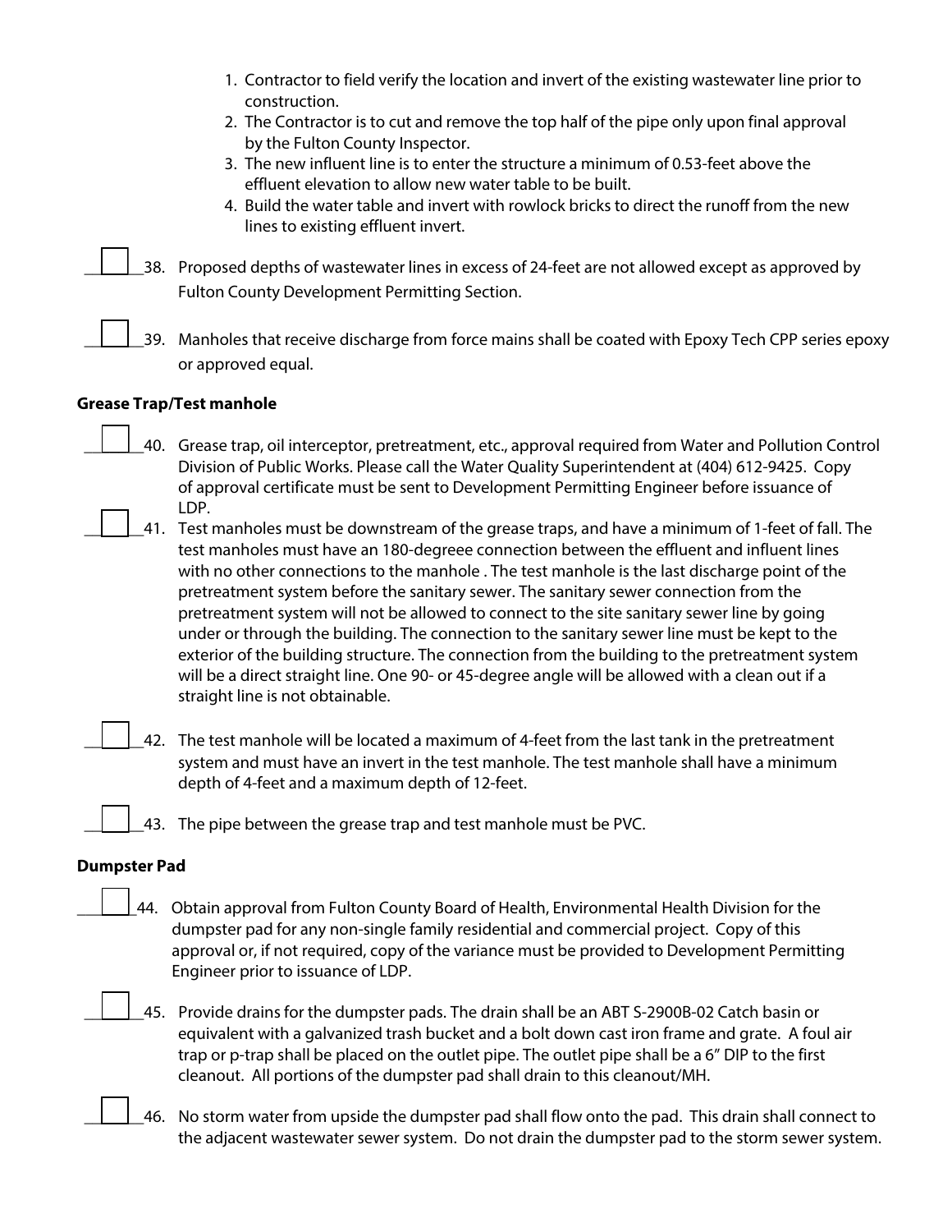1. Contractor to field verify the location and invert of the existing wastewater line prior to construction.
2. The Contractor is to cut and remove the top half of the pipe only upon final approval by the Fulton County Inspector.
3. The new influent line is to enter the structure a minimum of 0.53-feet above the effluent elevation to allow new water table to be built.
4. Build the water table and invert with rowlock bricks to direct the runoff from the new lines to existing effluent invert.

☐ 38. Proposed depths of wastewater lines in excess of 24-feet are not allowed except as approved by Fulton County Development Permitting Section.

☐ 39. Manholes that receive discharge from force mains shall be coated with Epoxy Tech CPP series epoxy or approved equal.

**Grease Trap/Test manhole**

☐ 40. Grease trap, oil interceptor, pretreatment, etc., approval required from Water and Pollution Control Division of Public Works. Please call the Water Quality Superintendent at (404) 612-9425. Copy of approval certificate must be sent to Development Permitting Engineer before issuance of LDP.

☐ 41. Test manholes must be downstream of the grease traps, and have a minimum of 1-feet of fall. The test manholes must have an 180-degreee connection between the effluent and influent lines with no other connections to the manhole . The test manhole is the last discharge point of the pretreatment system before the sanitary sewer. The sanitary sewer connection from the pretreatment system will not be allowed to connect to the site sanitary sewer line by going under or through the building. The connection to the sanitary sewer line must be kept to the exterior of the building structure. The connection from the building to the pretreatment system will be a direct straight line. One 90- or 45-degree angle will be allowed with a clean out if a straight line is not obtainable.

☐ 42. The test manhole will be located a maximum of 4-feet from the last tank in the pretreatment system and must have an invert in the test manhole. The test manhole shall have a minimum depth of 4-feet and a maximum depth of 12-feet.

☐ 43. The pipe between the grease trap and test manhole must be PVC.

**Dumpster Pad**

☐ 44. Obtain approval from Fulton County Board of Health, Environmental Health Division for the dumpster pad for any non-single family residential and commercial project. Copy of this approval or, if not required, copy of the variance must be provided to Development Permitting Engineer prior to issuance of LDP.

☐ 45. Provide drains for the dumpster pads. The drain shall be an ABT S-2900B-02 Catch basin or equivalent with a galvanized trash bucket and a bolt down cast iron frame and grate. A foul air trap or p-trap shall be placed on the outlet pipe. The outlet pipe shall be a 6" DIP to the first cleanout. All portions of the dumpster pad shall drain to this cleanout/MH.

☐ 46. No storm water from upside the dumpster pad shall flow onto the pad. This drain shall connect to the adjacent wastewater sewer system. Do not drain the dumpster pad to the storm sewer system.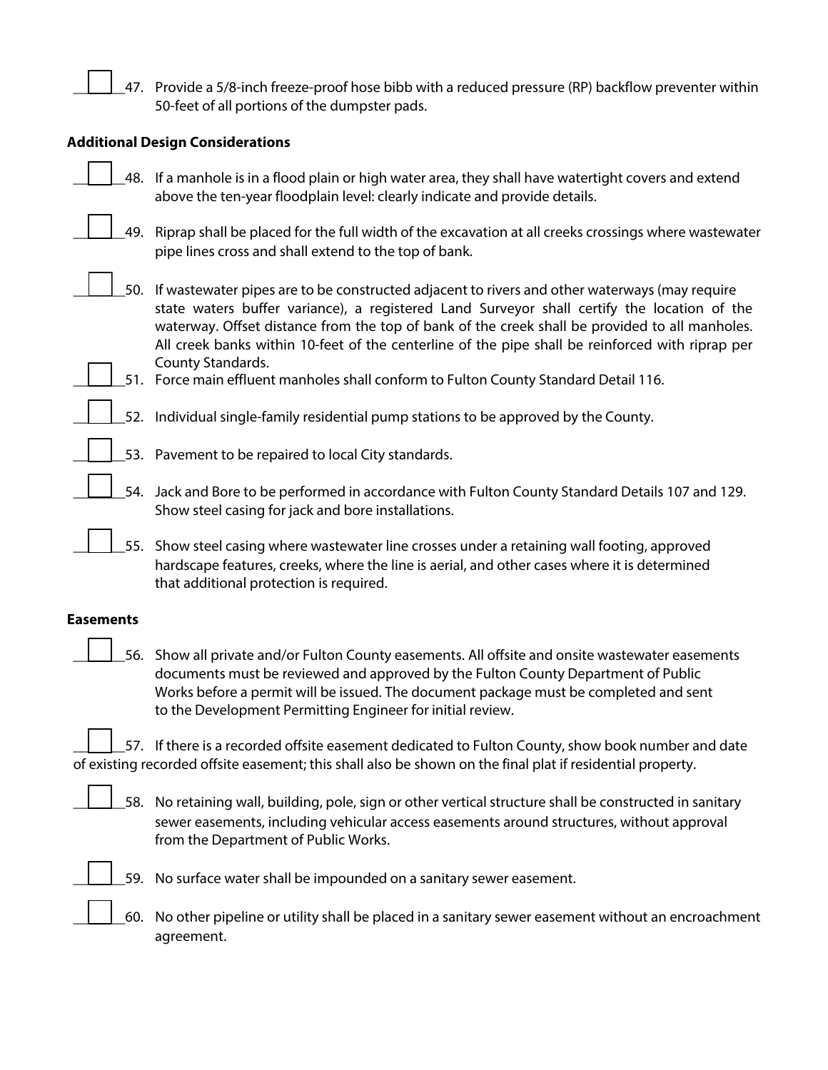☐ 47. Provide a 5/8-inch freeze-proof hose bibb with a reduced pressure (RP) backflow preventer within 50-feet of all portions of the dumpster pads.

**Additional Design Considerations**

☐ 48. If a manhole is in a flood plain or high water area, they shall have watertight covers and extend above the ten-year floodplain level: clearly indicate and provide details.

☐ 49. Riprap shall be placed for the full width of the excavation at all creeks crossings where wastewater pipe lines cross and shall extend to the top of bank.

☐ 50. If wastewater pipes are to be constructed adjacent to rivers and other waterways (may require state waters buffer variance), a registered Land Surveyor shall certify the location of the waterway. Offset distance from the top of bank of the creek shall be provided to all manholes. All creek banks within 10-feet of the centerline of the pipe shall be reinforced with riprap per County Standards.

☐ 51. Force main effluent manholes shall conform to Fulton County Standard Detail 116.

☐ 52. Individual single-family residential pump stations to be approved by the County.

☐ 53. Pavement to be repaired to local City standards.

☐ 54. Jack and Bore to be performed in accordance with Fulton County Standard Details 107 and 129. Show steel casing for jack and bore installations.

☐ 55. Show steel casing where wastewater line crosses under a retaining wall footing, approved hardscape features, creeks, where the line is aerial, and other cases where it is determined that additional protection is required.

**Easements**

☐ 56. Show all private and/or Fulton County easements. All offsite and onsite wastewater easements documents must be reviewed and approved by the Fulton County Department of Public Works before a permit will be issued. The document package must be completed and sent to the Development Permitting Engineer for initial review.

☐ 57. If there is a recorded offsite easement dedicated to Fulton County, show book number and date of existing recorded offsite easement; this shall also be shown on the final plat if residential property.

☐ 58. No retaining wall, building, pole, sign or other vertical structure shall be constructed in sanitary sewer easements, including vehicular access easements around structures, without approval from the Department of Public Works.

☐ 59. No surface water shall be impounded on a sanitary sewer easement.

☐ 60. No other pipeline or utility shall be placed in a sanitary sewer easement without an encroachment agreement.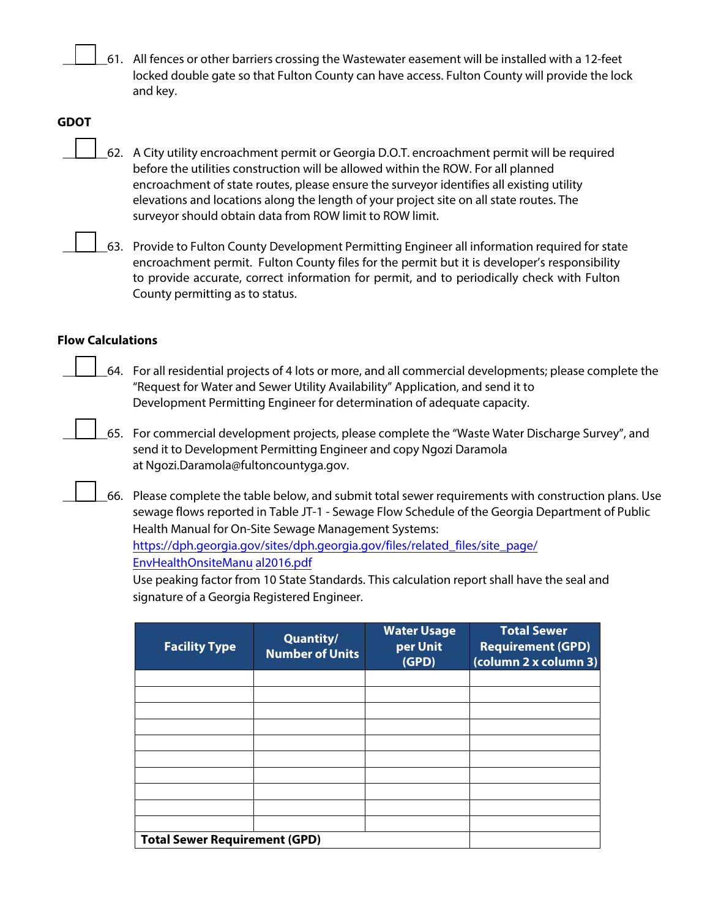☐ 61. All fences or other barriers crossing the Wastewater easement will be installed with a 12-feet locked double gate so that Fulton County can have access. Fulton County will provide the lock and key.

**GDOT**

☐ 62. A City utility encroachment permit or Georgia D.O.T. encroachment permit will be required before the utilities construction will be allowed within the ROW. For all planned encroachment of state routes, please ensure the surveyor identifies all existing utility elevations and locations along the length of your project site on all state routes. The surveyor should obtain data from ROW limit to ROW limit.

☐ 63. Provide to Fulton County Development Permitting Engineer all information required for state encroachment permit. Fulton County files for the permit but it is developer's responsibility to provide accurate, correct information for permit, and to periodically check with Fulton County permitting as to status.

**Flow Calculations**

☐ 64. For all residential projects of 4 lots or more, and all commercial developments; please complete the "Request for Water and Sewer Utility Availability" Application, and send it to Development Permitting Engineer for determination of adequate capacity.

☐ 65. For commercial development projects, please complete the "Waste Water Discharge Survey", and send it to Development Permitting Engineer and copy Ngozi Daramola at Ngozi.Daramola@fultoncountyga.gov.

☐ 66. Please complete the table below, and submit total sewer requirements with construction plans. Use sewage flows reported in Table JT-1 - Sewage Flow Schedule of the Georgia Department of Public Health Manual for On-Site Sewage Management Systems: https://dph.georgia.gov/sites/dph.georgia.gov/files/related_files/site_page/EnvHealthOnsiteManual2016.pdf
Use peaking factor from 10 State Standards. This calculation report shall have the seal and signature of a Georgia Registered Engineer.

| Facility Type | Quantity/ Number of Units | Water Usage per Unit (GPD) | Total Sewer Requirement (GPD) (column 2 x column 3) |
|---|---|---|---|
| | | | |
| | | | |
| | | | |
| | | | |
| | | | |
| | | | |
| | | | |
| | | | |
| | | | |
| | | | |
| **Total Sewer Requirement (GPD)** | | | |